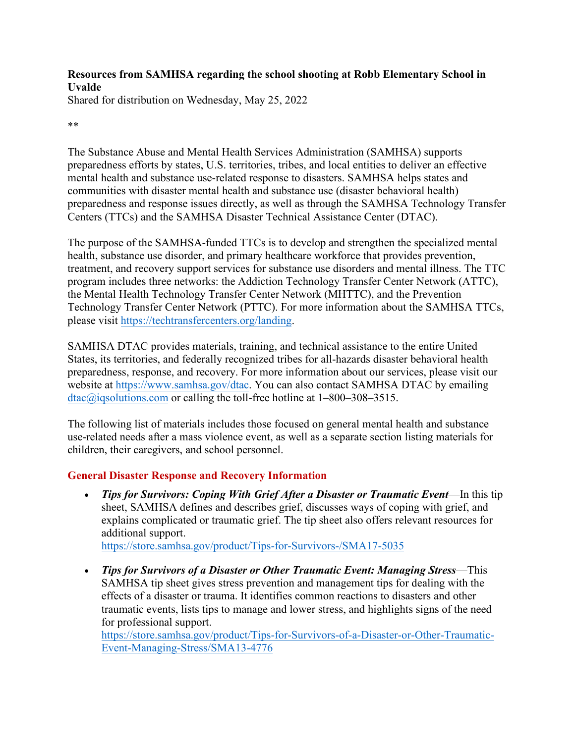**Resources from SAMHSA regarding the school shooting at Robb Elementary School in Uvalde**
Shared for distribution on Wednesday, May 25, 2022

**

The Substance Abuse and Mental Health Services Administration (SAMHSA) supports preparedness efforts by states, U.S. territories, tribes, and local entities to deliver an effective mental health and substance use-related response to disasters. SAMHSA helps states and communities with disaster mental health and substance use (disaster behavioral health) preparedness and response issues directly, as well as through the SAMHSA Technology Transfer Centers (TTCs) and the SAMHSA Disaster Technical Assistance Center (DTAC).

The purpose of the SAMHSA-funded TTCs is to develop and strengthen the specialized mental health, substance use disorder, and primary healthcare workforce that provides prevention, treatment, and recovery support services for substance use disorders and mental illness. The TTC program includes three networks: the Addiction Technology Transfer Center Network (ATTC), the Mental Health Technology Transfer Center Network (MHTTC), and the Prevention Technology Transfer Center Network (PTTC). For more information about the SAMHSA TTCs, please visit https://techtransfercenters.org/landing.

SAMHSA DTAC provides materials, training, and technical assistance to the entire United States, its territories, and federally recognized tribes for all-hazards disaster behavioral health preparedness, response, and recovery. For more information about our services, please visit our website at https://www.samhsa.gov/dtac. You can also contact SAMHSA DTAC by emailing dtac@iqsolutions.com or calling the toll-free hotline at 1–800–308–3515.

The following list of materials includes those focused on general mental health and substance use-related needs after a mass violence event, as well as a separate section listing materials for children, their caregivers, and school personnel.

## General Disaster Response and Recovery Information

- ***Tips for Survivors: Coping With Grief After a Disaster or Traumatic Event***—In this tip sheet, SAMHSA defines and describes grief, discusses ways of coping with grief, and explains complicated or traumatic grief. The tip sheet also offers relevant resources for additional support.
  https://store.samhsa.gov/product/Tips-for-Survivors-/SMA17-5035

- ***Tips for Survivors of a Disaster or Other Traumatic Event: Managing Stress***—This SAMHSA tip sheet gives stress prevention and management tips for dealing with the effects of a disaster or trauma. It identifies common reactions to disasters and other traumatic events, lists tips to manage and lower stress, and highlights signs of the need for professional support.
  https://store.samhsa.gov/product/Tips-for-Survivors-of-a-Disaster-or-Other-Traumatic-Event-Managing-Stress/SMA13-4776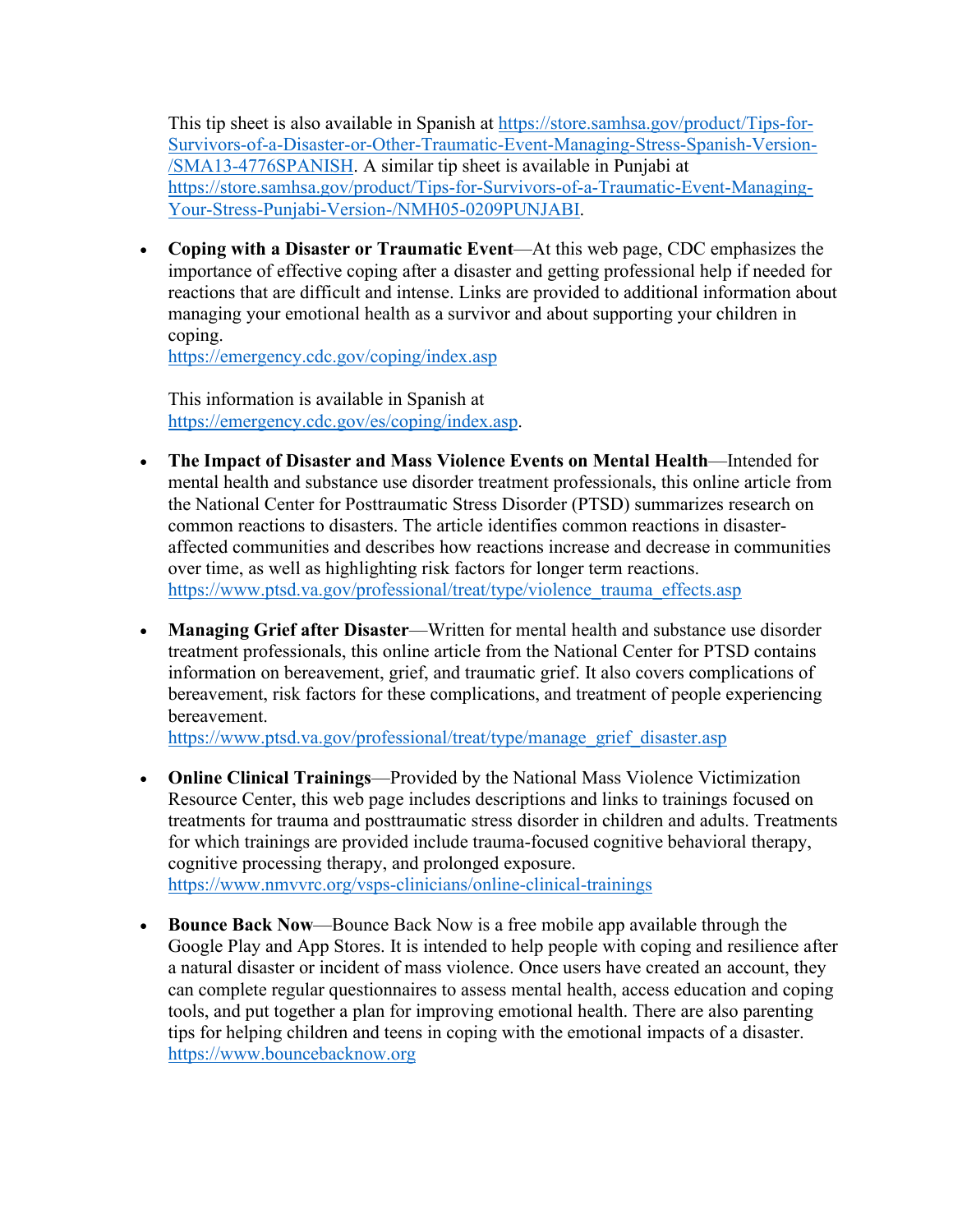This tip sheet is also available in Spanish at https://store.samhsa.gov/product/Tips-for-Survivors-of-a-Disaster-or-Other-Traumatic-Event-Managing-Stress-Spanish-Version-/SMA13-4776SPANISH. A similar tip sheet is available in Punjabi at https://store.samhsa.gov/product/Tips-for-Survivors-of-a-Traumatic-Event-Managing-Your-Stress-Punjabi-Version-/NMH05-0209PUNJABI.

- **Coping with a Disaster or Traumatic Event**—At this web page, CDC emphasizes the importance of effective coping after a disaster and getting professional help if needed for reactions that are difficult and intense. Links are provided to additional information about managing your emotional health as a survivor and about supporting your children in coping.
  https://emergency.cdc.gov/coping/index.asp

  This information is available in Spanish at https://emergency.cdc.gov/es/coping/index.asp.

- **The Impact of Disaster and Mass Violence Events on Mental Health**—Intended for mental health and substance use disorder treatment professionals, this online article from the National Center for Posttraumatic Stress Disorder (PTSD) summarizes research on common reactions to disasters. The article identifies common reactions in disaster-affected communities and describes how reactions increase and decrease in communities over time, as well as highlighting risk factors for longer term reactions.
  https://www.ptsd.va.gov/professional/treat/type/violence_trauma_effects.asp

- **Managing Grief after Disaster**—Written for mental health and substance use disorder treatment professionals, this online article from the National Center for PTSD contains information on bereavement, grief, and traumatic grief. It also covers complications of bereavement, risk factors for these complications, and treatment of people experiencing bereavement.
  https://www.ptsd.va.gov/professional/treat/type/manage_grief_disaster.asp

- **Online Clinical Trainings**—Provided by the National Mass Violence Victimization Resource Center, this web page includes descriptions and links to trainings focused on treatments for trauma and posttraumatic stress disorder in children and adults. Treatments for which trainings are provided include trauma-focused cognitive behavioral therapy, cognitive processing therapy, and prolonged exposure.
  https://www.nmvvrc.org/vsps-clinicians/online-clinical-trainings

- **Bounce Back Now**—Bounce Back Now is a free mobile app available through the Google Play and App Stores. It is intended to help people with coping and resilience after a natural disaster or incident of mass violence. Once users have created an account, they can complete regular questionnaires to assess mental health, access education and coping tools, and put together a plan for improving emotional health. There are also parenting tips for helping children and teens in coping with the emotional impacts of a disaster.
  https://www.bouncebacknow.org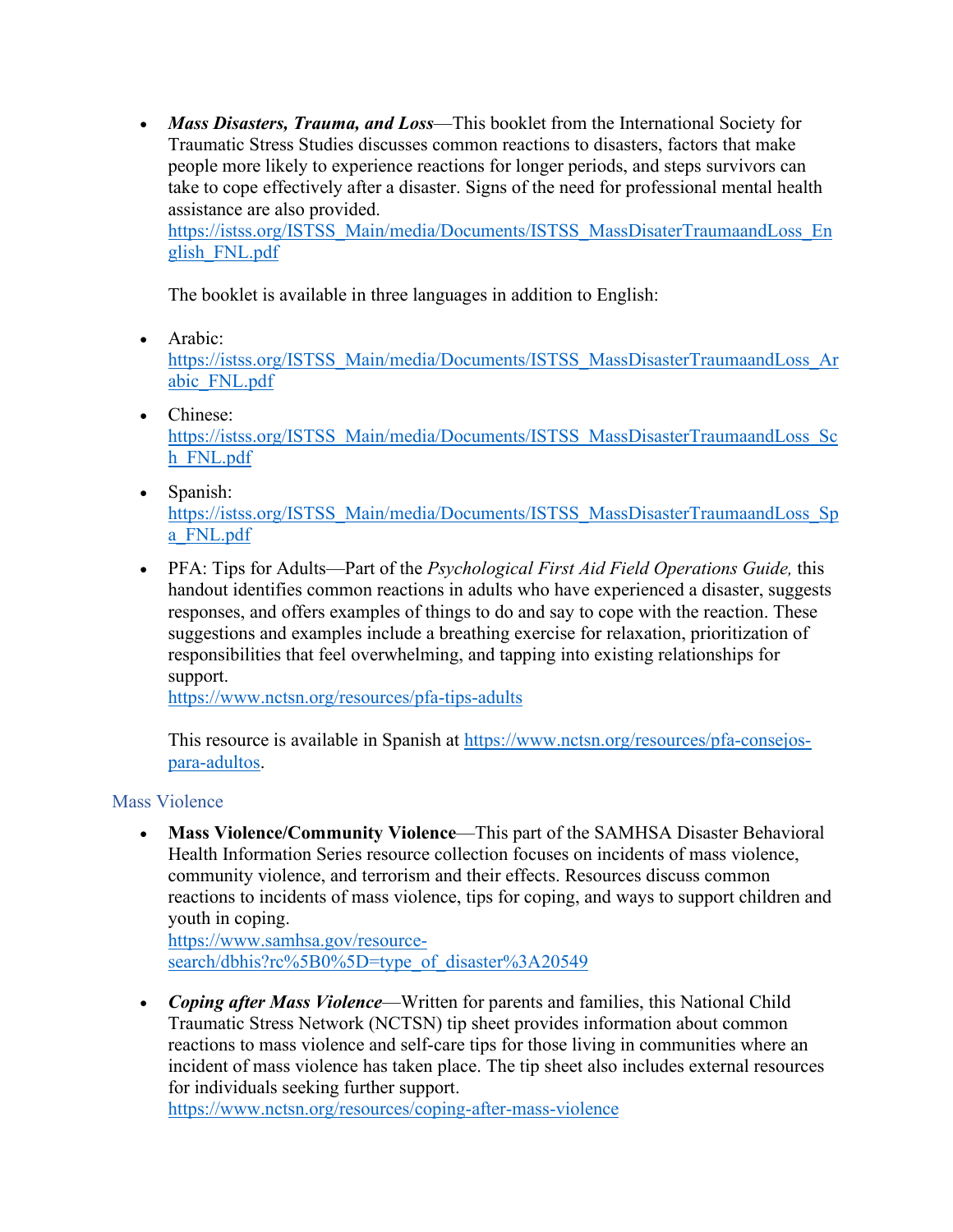- ***Mass Disasters, Trauma, and Loss***—This booklet from the International Society for Traumatic Stress Studies discusses common reactions to disasters, factors that make people more likely to experience reactions for longer periods, and steps survivors can take to cope effectively after a disaster. Signs of the need for professional mental health assistance are also provided.
  https://istss.org/ISTSS_Main/media/Documents/ISTSS_MassDisaterTraumaandLoss_English_FNL.pdf

  The booklet is available in three languages in addition to English:

- Arabic:
  https://istss.org/ISTSS_Main/media/Documents/ISTSS_MassDisasterTraumaandLoss_Arabic_FNL.pdf

- Chinese:
  https://istss.org/ISTSS_Main/media/Documents/ISTSS_MassDisasterTraumaandLoss_Sch_FNL.pdf

- Spanish:
  https://istss.org/ISTSS_Main/media/Documents/ISTSS_MassDisasterTraumaandLoss_Spa_FNL.pdf

- PFA: Tips for Adults—Part of the *Psychological First Aid Field Operations Guide,* this handout identifies common reactions in adults who have experienced a disaster, suggests responses, and offers examples of things to do and say to cope with the reaction. These suggestions and examples include a breathing exercise for relaxation, prioritization of responsibilities that feel overwhelming, and tapping into existing relationships for support.
  https://www.nctsn.org/resources/pfa-tips-adults

  This resource is available in Spanish at https://www.nctsn.org/resources/pfa-consejos-para-adultos.

## Mass Violence

- **Mass Violence/Community Violence**—This part of the SAMHSA Disaster Behavioral Health Information Series resource collection focuses on incidents of mass violence, community violence, and terrorism and their effects. Resources discuss common reactions to incidents of mass violence, tips for coping, and ways to support children and youth in coping.
  https://www.samhsa.gov/resource-search/dbhis?rc%5B0%5D=type_of_disaster%3A20549

- ***Coping after Mass Violence***—Written for parents and families, this National Child Traumatic Stress Network (NCTSN) tip sheet provides information about common reactions to mass violence and self-care tips for those living in communities where an incident of mass violence has taken place. The tip sheet also includes external resources for individuals seeking further support.
  https://www.nctsn.org/resources/coping-after-mass-violence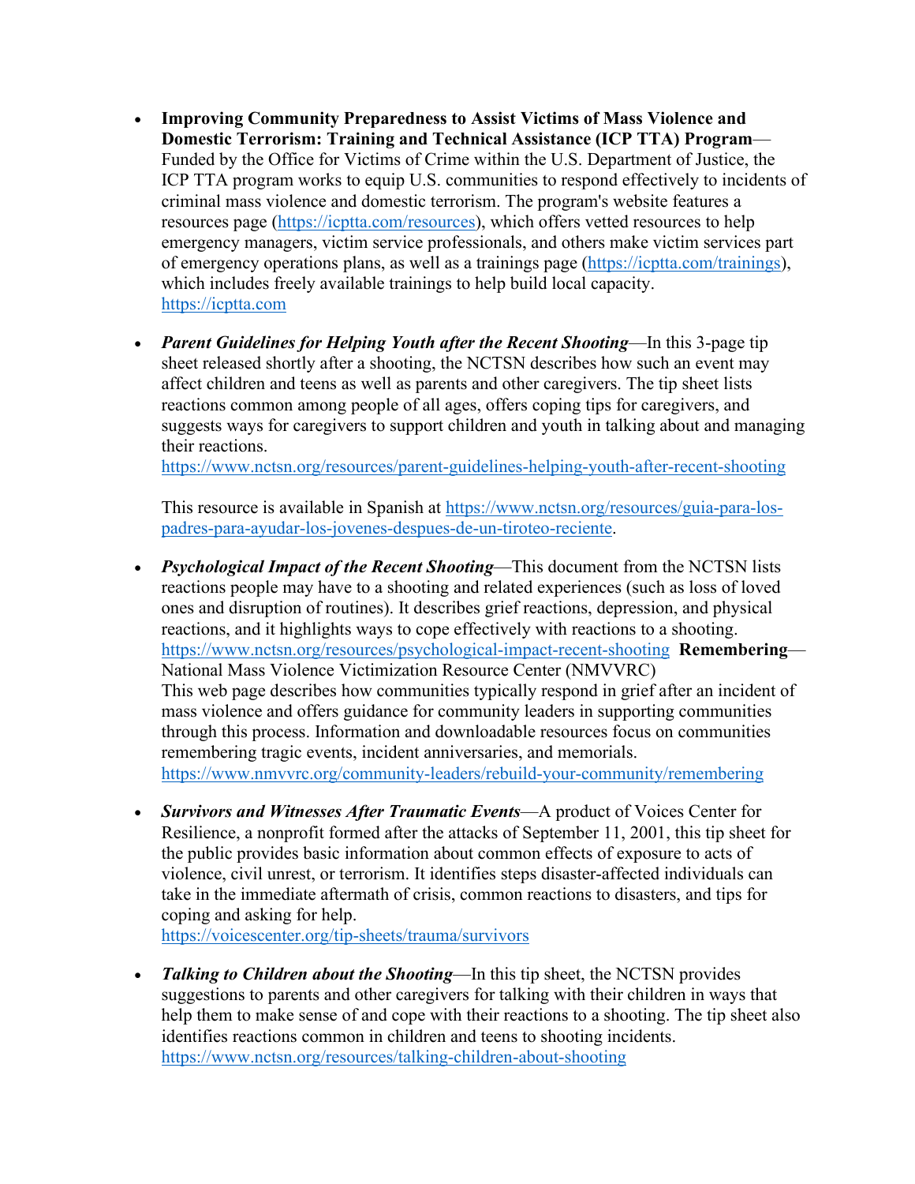- **Improving Community Preparedness to Assist Victims of Mass Violence and Domestic Terrorism: Training and Technical Assistance (ICP TTA) Program**—Funded by the Office for Victims of Crime within the U.S. Department of Justice, the ICP TTA program works to equip U.S. communities to respond effectively to incidents of criminal mass violence and domestic terrorism. The program's website features a resources page (https://icptta.com/resources), which offers vetted resources to help emergency managers, victim service professionals, and others make victim services part of emergency operations plans, as well as a trainings page (https://icptta.com/trainings), which includes freely available trainings to help build local capacity.
  https://icptta.com

- ***Parent Guidelines for Helping Youth after the Recent Shooting***—In this 3-page tip sheet released shortly after a shooting, the NCTSN describes how such an event may affect children and teens as well as parents and other caregivers. The tip sheet lists reactions common among people of all ages, offers coping tips for caregivers, and suggests ways for caregivers to support children and youth in talking about and managing their reactions.
  https://www.nctsn.org/resources/parent-guidelines-helping-youth-after-recent-shooting

  This resource is available in Spanish at https://www.nctsn.org/resources/guia-para-los-padres-para-ayudar-los-jovenes-despues-de-un-tiroteo-reciente.

- ***Psychological Impact of the Recent Shooting***—This document from the NCTSN lists reactions people may have to a shooting and related experiences (such as loss of loved ones and disruption of routines). It describes grief reactions, depression, and physical reactions, and it highlights ways to cope effectively with reactions to a shooting.
  https://www.nctsn.org/resources/psychological-impact-recent-shooting **Remembering**—National Mass Violence Victimization Resource Center (NMVVRC)
  This web page describes how communities typically respond in grief after an incident of mass violence and offers guidance for community leaders in supporting communities through this process. Information and downloadable resources focus on communities remembering tragic events, incident anniversaries, and memorials.
  https://www.nmvvrc.org/community-leaders/rebuild-your-community/remembering

- ***Survivors and Witnesses After Traumatic Events***—A product of Voices Center for Resilience, a nonprofit formed after the attacks of September 11, 2001, this tip sheet for the public provides basic information about common effects of exposure to acts of violence, civil unrest, or terrorism. It identifies steps disaster-affected individuals can take in the immediate aftermath of crisis, common reactions to disasters, and tips for coping and asking for help.
  https://voicescenter.org/tip-sheets/trauma/survivors

- ***Talking to Children about the Shooting***—In this tip sheet, the NCTSN provides suggestions to parents and other caregivers for talking with their children in ways that help them to make sense of and cope with their reactions to a shooting. The tip sheet also identifies reactions common in children and teens to shooting incidents.
  https://www.nctsn.org/resources/talking-children-about-shooting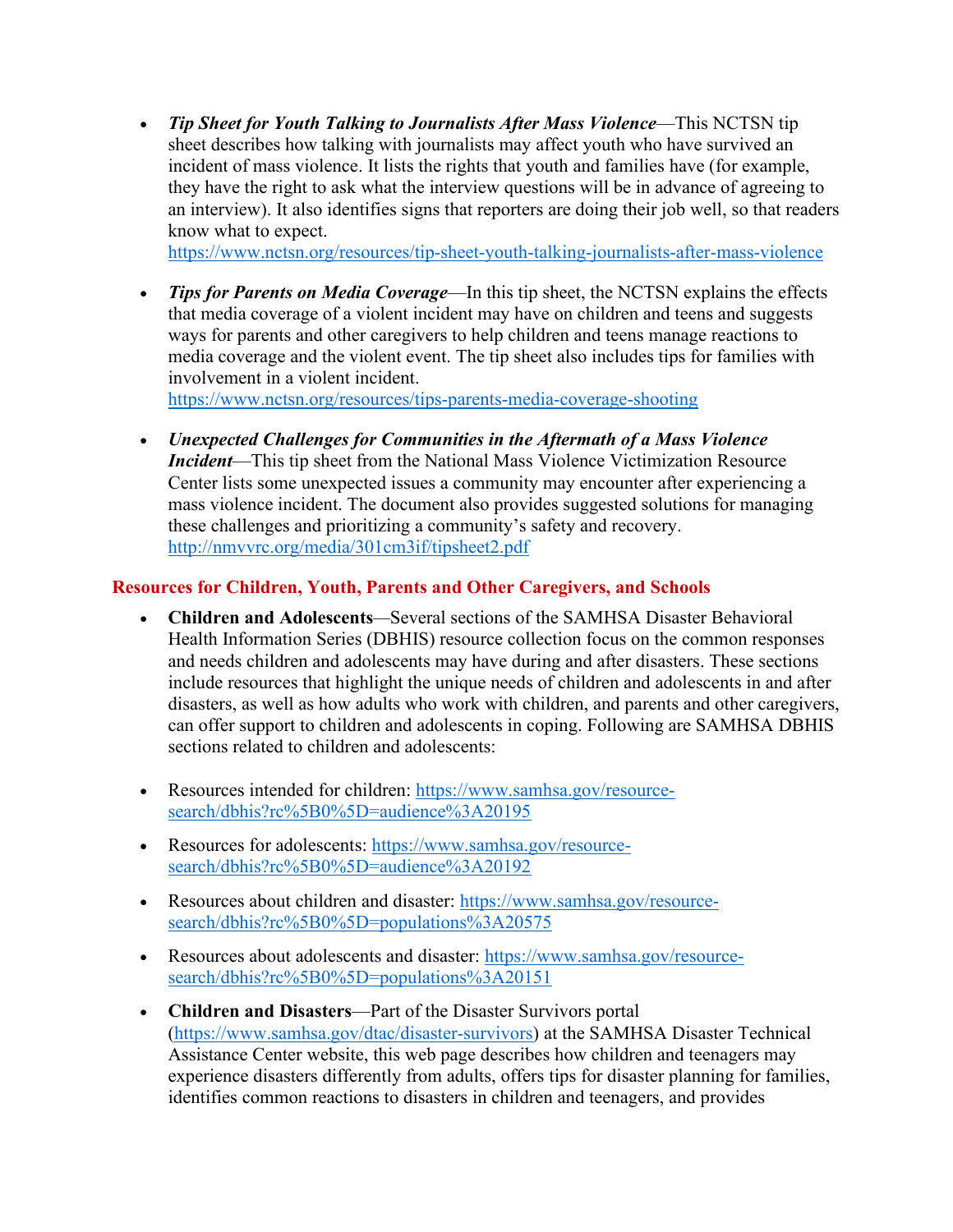- ***Tip Sheet for Youth Talking to Journalists After Mass Violence***—This NCTSN tip sheet describes how talking with journalists may affect youth who have survived an incident of mass violence. It lists the rights that youth and families have (for example, they have the right to ask what the interview questions will be in advance of agreeing to an interview). It also identifies signs that reporters are doing their job well, so that readers know what to expect.
https://www.nctsn.org/resources/tip-sheet-youth-talking-journalists-after-mass-violence

- ***Tips for Parents on Media Coverage***—In this tip sheet, the NCTSN explains the effects that media coverage of a violent incident may have on children and teens and suggests ways for parents and other caregivers to help children and teens manage reactions to media coverage and the violent event. The tip sheet also includes tips for families with involvement in a violent incident.
https://www.nctsn.org/resources/tips-parents-media-coverage-shooting

- ***Unexpected Challenges for Communities in the Aftermath of a Mass Violence Incident***—This tip sheet from the National Mass Violence Victimization Resource Center lists some unexpected issues a community may encounter after experiencing a mass violence incident. The document also provides suggested solutions for managing these challenges and prioritizing a community's safety and recovery.
http://nmvvrc.org/media/301cm3if/tipsheet2.pdf

## Resources for Children, Youth, Parents and Other Caregivers, and Schools

- **Children and Adolescents**—Several sections of the SAMHSA Disaster Behavioral Health Information Series (DBHIS) resource collection focus on the common responses and needs children and adolescents may have during and after disasters. These sections include resources that highlight the unique needs of children and adolescents in and after disasters, as well as how adults who work with children, and parents and other caregivers, can offer support to children and adolescents in coping. Following are SAMHSA DBHIS sections related to children and adolescents:

- Resources intended for children: https://www.samhsa.gov/resource-search/dbhis?rc%5B0%5D=audience%3A20195

- Resources for adolescents: https://www.samhsa.gov/resource-search/dbhis?rc%5B0%5D=audience%3A20192

- Resources about children and disaster: https://www.samhsa.gov/resource-search/dbhis?rc%5B0%5D=populations%3A20575

- Resources about adolescents and disaster: https://www.samhsa.gov/resource-search/dbhis?rc%5B0%5D=populations%3A20151

- **Children and Disasters**—Part of the Disaster Survivors portal (https://www.samhsa.gov/dtac/disaster-survivors) at the SAMHSA Disaster Technical Assistance Center website, this web page describes how children and teenagers may experience disasters differently from adults, offers tips for disaster planning for families, identifies common reactions to disasters in children and teenagers, and provides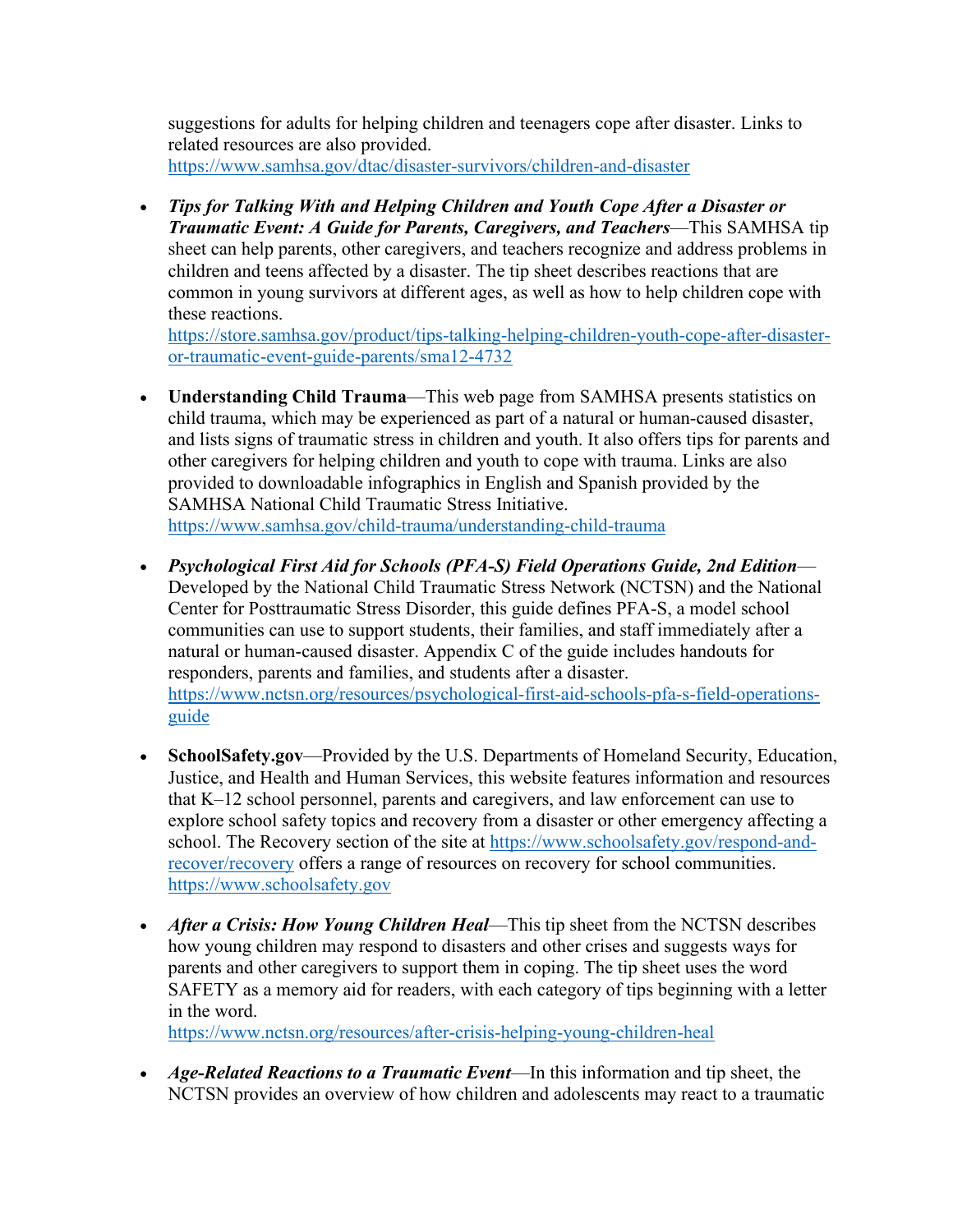suggestions for adults for helping children and teenagers cope after disaster. Links to related resources are also provided.
https://www.samhsa.gov/dtac/disaster-survivors/children-and-disaster

- ***Tips for Talking With and Helping Children and Youth Cope After a Disaster or Traumatic Event: A Guide for Parents, Caregivers, and Teachers***—This SAMHSA tip sheet can help parents, other caregivers, and teachers recognize and address problems in children and teens affected by a disaster. The tip sheet describes reactions that are common in young survivors at different ages, as well as how to help children cope with these reactions.
https://store.samhsa.gov/product/tips-talking-helping-children-youth-cope-after-disaster-or-traumatic-event-guide-parents/sma12-4732

- **Understanding Child Trauma**—This web page from SAMHSA presents statistics on child trauma, which may be experienced as part of a natural or human-caused disaster, and lists signs of traumatic stress in children and youth. It also offers tips for parents and other caregivers for helping children and youth to cope with trauma. Links are also provided to downloadable infographics in English and Spanish provided by the SAMHSA National Child Traumatic Stress Initiative.
https://www.samhsa.gov/child-trauma/understanding-child-trauma

- ***Psychological First Aid for Schools (PFA-S) Field Operations Guide, 2nd Edition***—Developed by the National Child Traumatic Stress Network (NCTSN) and the National Center for Posttraumatic Stress Disorder, this guide defines PFA-S, a model school communities can use to support students, their families, and staff immediately after a natural or human-caused disaster. Appendix C of the guide includes handouts for responders, parents and families, and students after a disaster.
https://www.nctsn.org/resources/psychological-first-aid-schools-pfa-s-field-operations-guide

- **SchoolSafety.gov**—Provided by the U.S. Departments of Homeland Security, Education, Justice, and Health and Human Services, this website features information and resources that K–12 school personnel, parents and caregivers, and law enforcement can use to explore school safety topics and recovery from a disaster or other emergency affecting a school. The Recovery section of the site at https://www.schoolsafety.gov/respond-and-recover/recovery offers a range of resources on recovery for school communities.
https://www.schoolsafety.gov

- ***After a Crisis: How Young Children Heal***—This tip sheet from the NCTSN describes how young children may respond to disasters and other crises and suggests ways for parents and other caregivers to support them in coping. The tip sheet uses the word SAFETY as a memory aid for readers, with each category of tips beginning with a letter in the word.
https://www.nctsn.org/resources/after-crisis-helping-young-children-heal

- ***Age-Related Reactions to a Traumatic Event***—In this information and tip sheet, the NCTSN provides an overview of how children and adolescents may react to a traumatic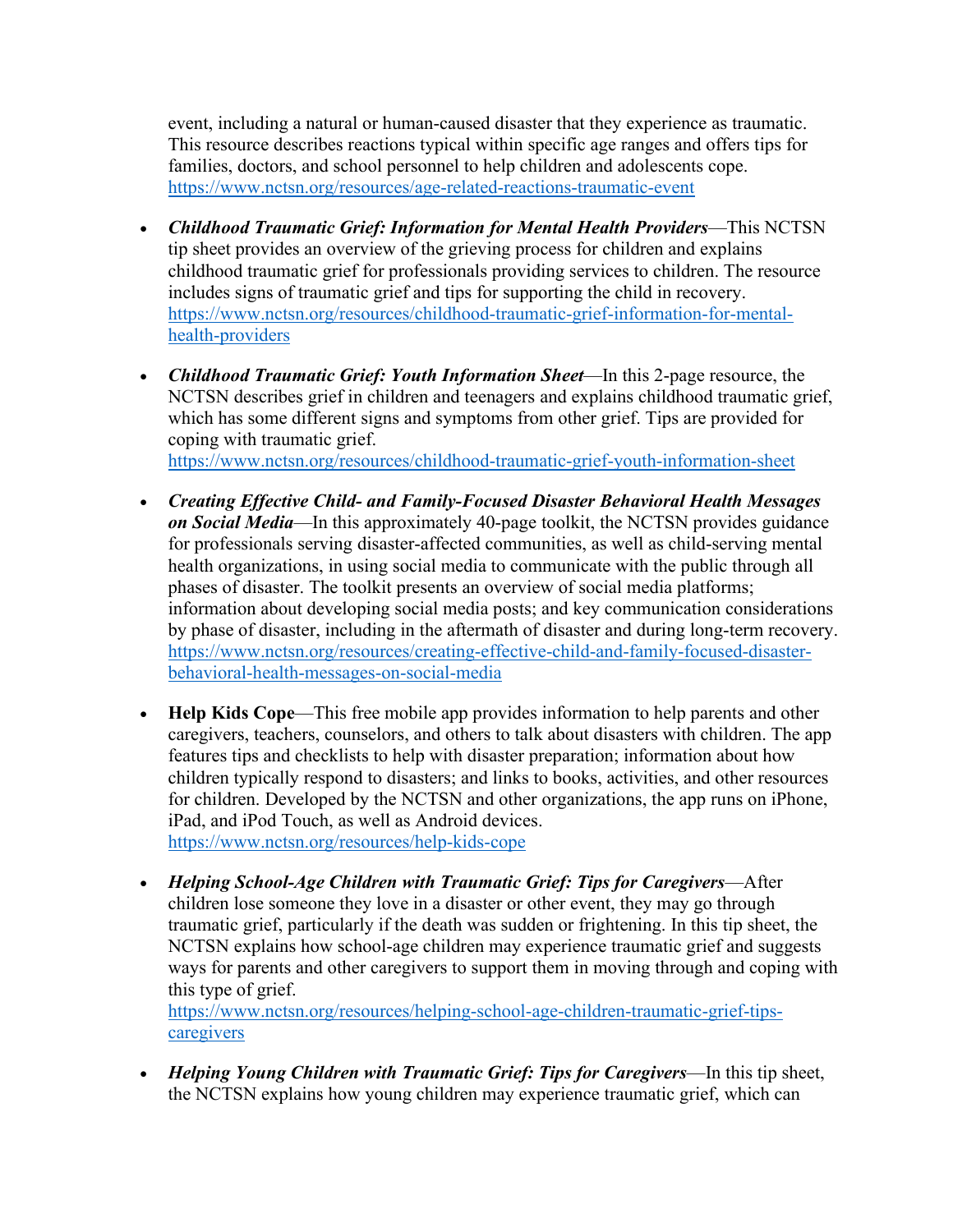event, including a natural or human-caused disaster that they experience as traumatic. This resource describes reactions typical within specific age ranges and offers tips for families, doctors, and school personnel to help children and adolescents cope. https://www.nctsn.org/resources/age-related-reactions-traumatic-event

- ***Childhood Traumatic Grief: Information for Mental Health Providers***—This NCTSN tip sheet provides an overview of the grieving process for children and explains childhood traumatic grief for professionals providing services to children. The resource includes signs of traumatic grief and tips for supporting the child in recovery. https://www.nctsn.org/resources/childhood-traumatic-grief-information-for-mental-health-providers

- ***Childhood Traumatic Grief: Youth Information Sheet***—In this 2-page resource, the NCTSN describes grief in children and teenagers and explains childhood traumatic grief, which has some different signs and symptoms from other grief. Tips are provided for coping with traumatic grief. https://www.nctsn.org/resources/childhood-traumatic-grief-youth-information-sheet

- ***Creating Effective Child- and Family-Focused Disaster Behavioral Health Messages on Social Media***—In this approximately 40-page toolkit, the NCTSN provides guidance for professionals serving disaster-affected communities, as well as child-serving mental health organizations, in using social media to communicate with the public through all phases of disaster. The toolkit presents an overview of social media platforms; information about developing social media posts; and key communication considerations by phase of disaster, including in the aftermath of disaster and during long-term recovery. https://www.nctsn.org/resources/creating-effective-child-and-family-focused-disaster-behavioral-health-messages-on-social-media

- **Help Kids Cope**—This free mobile app provides information to help parents and other caregivers, teachers, counselors, and others to talk about disasters with children. The app features tips and checklists to help with disaster preparation; information about how children typically respond to disasters; and links to books, activities, and other resources for children. Developed by the NCTSN and other organizations, the app runs on iPhone, iPad, and iPod Touch, as well as Android devices. https://www.nctsn.org/resources/help-kids-cope

- ***Helping School-Age Children with Traumatic Grief: Tips for Caregivers***—After children lose someone they love in a disaster or other event, they may go through traumatic grief, particularly if the death was sudden or frightening. In this tip sheet, the NCTSN explains how school-age children may experience traumatic grief and suggests ways for parents and other caregivers to support them in moving through and coping with this type of grief. https://www.nctsn.org/resources/helping-school-age-children-traumatic-grief-tips-caregivers

- ***Helping Young Children with Traumatic Grief: Tips for Caregivers***—In this tip sheet, the NCTSN explains how young children may experience traumatic grief, which can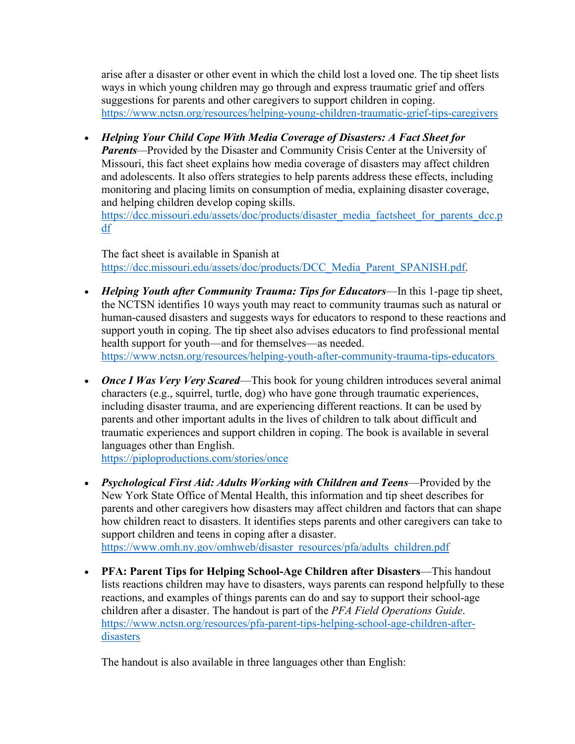arise after a disaster or other event in which the child lost a loved one. The tip sheet lists ways in which young children may go through and express traumatic grief and offers suggestions for parents and other caregivers to support children in coping.
https://www.nctsn.org/resources/helping-young-children-traumatic-grief-tips-caregivers

- ***Helping Your Child Cope With Media Coverage of Disasters: A Fact Sheet for Parents***—Provided by the Disaster and Community Crisis Center at the University of Missouri, this fact sheet explains how media coverage of disasters may affect children and adolescents. It also offers strategies to help parents address these effects, including monitoring and placing limits on consumption of media, explaining disaster coverage, and helping children develop coping skills.
  https://dcc.missouri.edu/assets/doc/products/disaster_media_factsheet_for_parents_dcc.pdf

  The fact sheet is available in Spanish at https://dcc.missouri.edu/assets/doc/products/DCC_Media_Parent_SPANISH.pdf.

- ***Helping Youth after Community Trauma: Tips for Educators***—In this 1-page tip sheet, the NCTSN identifies 10 ways youth may react to community traumas such as natural or human-caused disasters and suggests ways for educators to respond to these reactions and support youth in coping. The tip sheet also advises educators to find professional mental health support for youth—and for themselves—as needed.
  https://www.nctsn.org/resources/helping-youth-after-community-trauma-tips-educators

- ***Once I Was Very Very Scared***—This book for young children introduces several animal characters (e.g., squirrel, turtle, dog) who have gone through traumatic experiences, including disaster trauma, and are experiencing different reactions. It can be used by parents and other important adults in the lives of children to talk about difficult and traumatic experiences and support children in coping. The book is available in several languages other than English.
  https://piploproductions.com/stories/once

- ***Psychological First Aid: Adults Working with Children and Teens***—Provided by the New York State Office of Mental Health, this information and tip sheet describes for parents and other caregivers how disasters may affect children and factors that can shape how children react to disasters. It identifies steps parents and other caregivers can take to support children and teens in coping after a disaster.
  https://www.omh.ny.gov/omhweb/disaster_resources/pfa/adults_children.pdf

- **PFA: Parent Tips for Helping School-Age Children after Disasters**—This handout lists reactions children may have to disasters, ways parents can respond helpfully to these reactions, and examples of things parents can do and say to support their school-age children after a disaster. The handout is part of the *PFA Field Operations Guide*.
  https://www.nctsn.org/resources/pfa-parent-tips-helping-school-age-children-after-disasters

  The handout is also available in three languages other than English: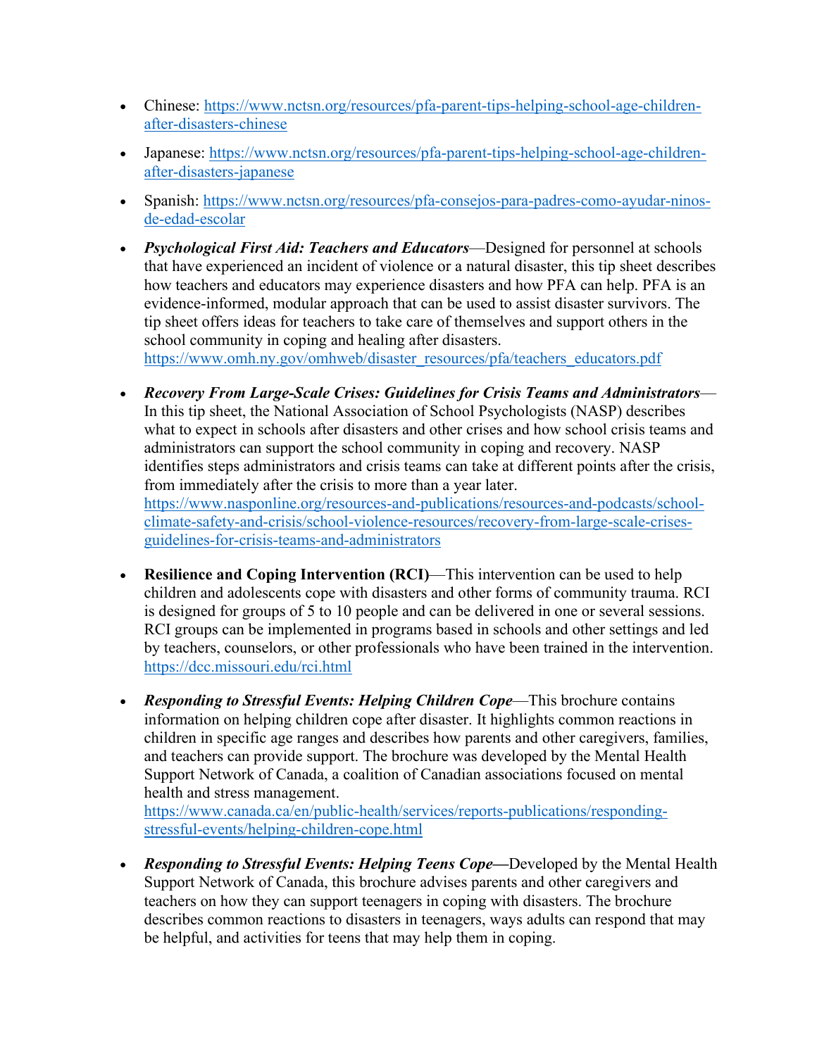- Chinese: https://www.nctsn.org/resources/pfa-parent-tips-helping-school-age-children-after-disasters-chinese
- Japanese: https://www.nctsn.org/resources/pfa-parent-tips-helping-school-age-children-after-disasters-japanese
- Spanish: https://www.nctsn.org/resources/pfa-consejos-para-padres-como-ayudar-ninos-de-edad-escolar
- ***Psychological First Aid: Teachers and Educators***—Designed for personnel at schools that have experienced an incident of violence or a natural disaster, this tip sheet describes how teachers and educators may experience disasters and how PFA can help. PFA is an evidence-informed, modular approach that can be used to assist disaster survivors. The tip sheet offers ideas for teachers to take care of themselves and support others in the school community in coping and healing after disasters. https://www.omh.ny.gov/omhweb/disaster_resources/pfa/teachers_educators.pdf
- ***Recovery From Large-Scale Crises: Guidelines for Crisis Teams and Administrators***—In this tip sheet, the National Association of School Psychologists (NASP) describes what to expect in schools after disasters and other crises and how school crisis teams and administrators can support the school community in coping and recovery. NASP identifies steps administrators and crisis teams can take at different points after the crisis, from immediately after the crisis to more than a year later. https://www.nasponline.org/resources-and-publications/resources-and-podcasts/school-climate-safety-and-crisis/school-violence-resources/recovery-from-large-scale-crises-guidelines-for-crisis-teams-and-administrators
- **Resilience and Coping Intervention (RCI)**—This intervention can be used to help children and adolescents cope with disasters and other forms of community trauma. RCI is designed for groups of 5 to 10 people and can be delivered in one or several sessions. RCI groups can be implemented in programs based in schools and other settings and led by teachers, counselors, or other professionals who have been trained in the intervention. https://dcc.missouri.edu/rci.html
- ***Responding to Stressful Events: Helping Children Cope***—This brochure contains information on helping children cope after disaster. It highlights common reactions in children in specific age ranges and describes how parents and other caregivers, families, and teachers can provide support. The brochure was developed by the Mental Health Support Network of Canada, a coalition of Canadian associations focused on mental health and stress management. https://www.canada.ca/en/public-health/services/reports-publications/responding-stressful-events/helping-children-cope.html
- ***Responding to Stressful Events: Helping Teens Cope*—**Developed by the Mental Health Support Network of Canada, this brochure advises parents and other caregivers and teachers on how they can support teenagers in coping with disasters. The brochure describes common reactions to disasters in teenagers, ways adults can respond that may be helpful, and activities for teens that may help them in coping.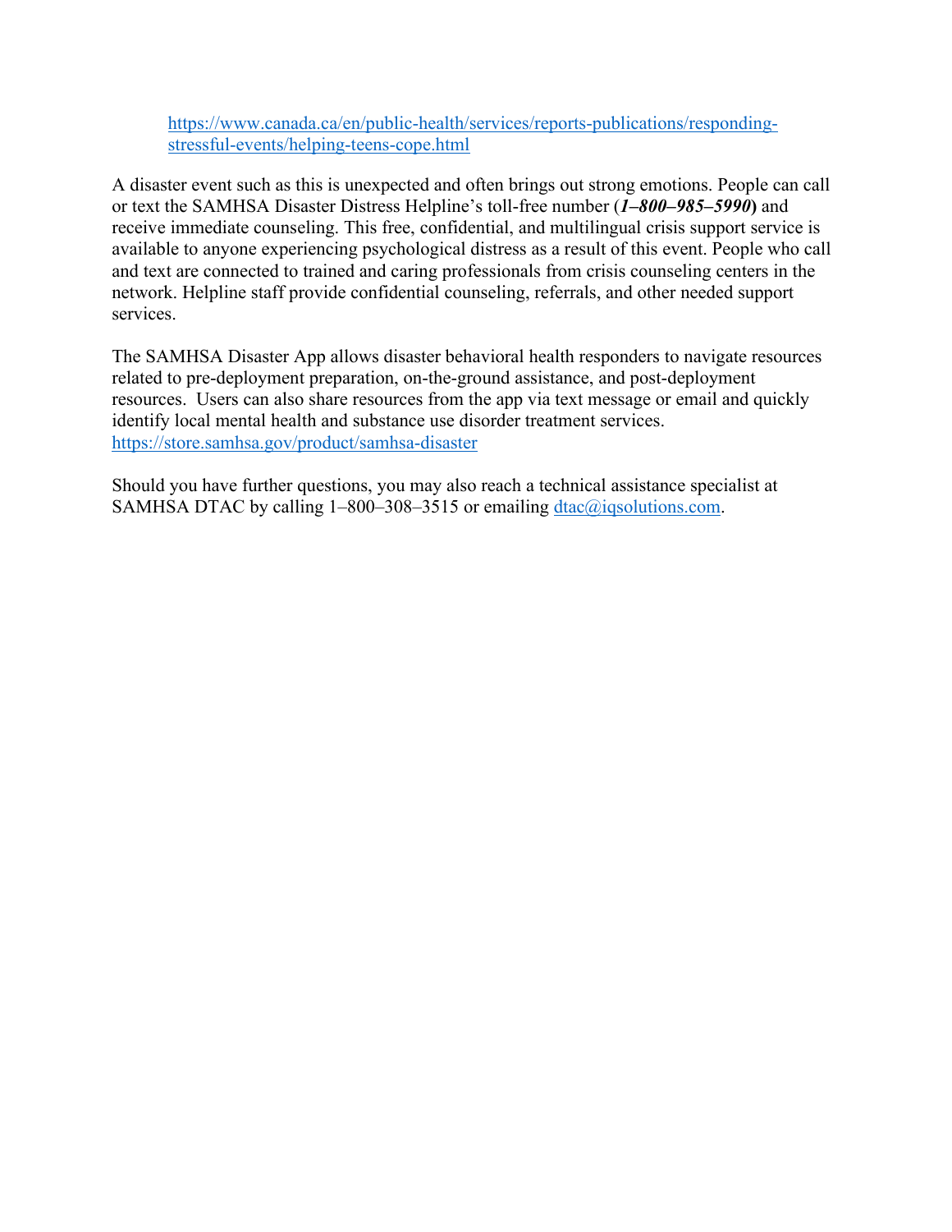https://www.canada.ca/en/public-health/services/reports-publications/responding-stressful-events/helping-teens-cope.html

A disaster event such as this is unexpected and often brings out strong emotions. People can call or text the SAMHSA Disaster Distress Helpline's toll-free number (***1–800–985–5990***) and receive immediate counseling. This free, confidential, and multilingual crisis support service is available to anyone experiencing psychological distress as a result of this event. People who call and text are connected to trained and caring professionals from crisis counseling centers in the network. Helpline staff provide confidential counseling, referrals, and other needed support services.

The SAMHSA Disaster App allows disaster behavioral health responders to navigate resources related to pre-deployment preparation, on-the-ground assistance, and post-deployment resources. Users can also share resources from the app via text message or email and quickly identify local mental health and substance use disorder treatment services. https://store.samhsa.gov/product/samhsa-disaster

Should you have further questions, you may also reach a technical assistance specialist at SAMHSA DTAC by calling 1–800–308–3515 or emailing dtac@iqsolutions.com.